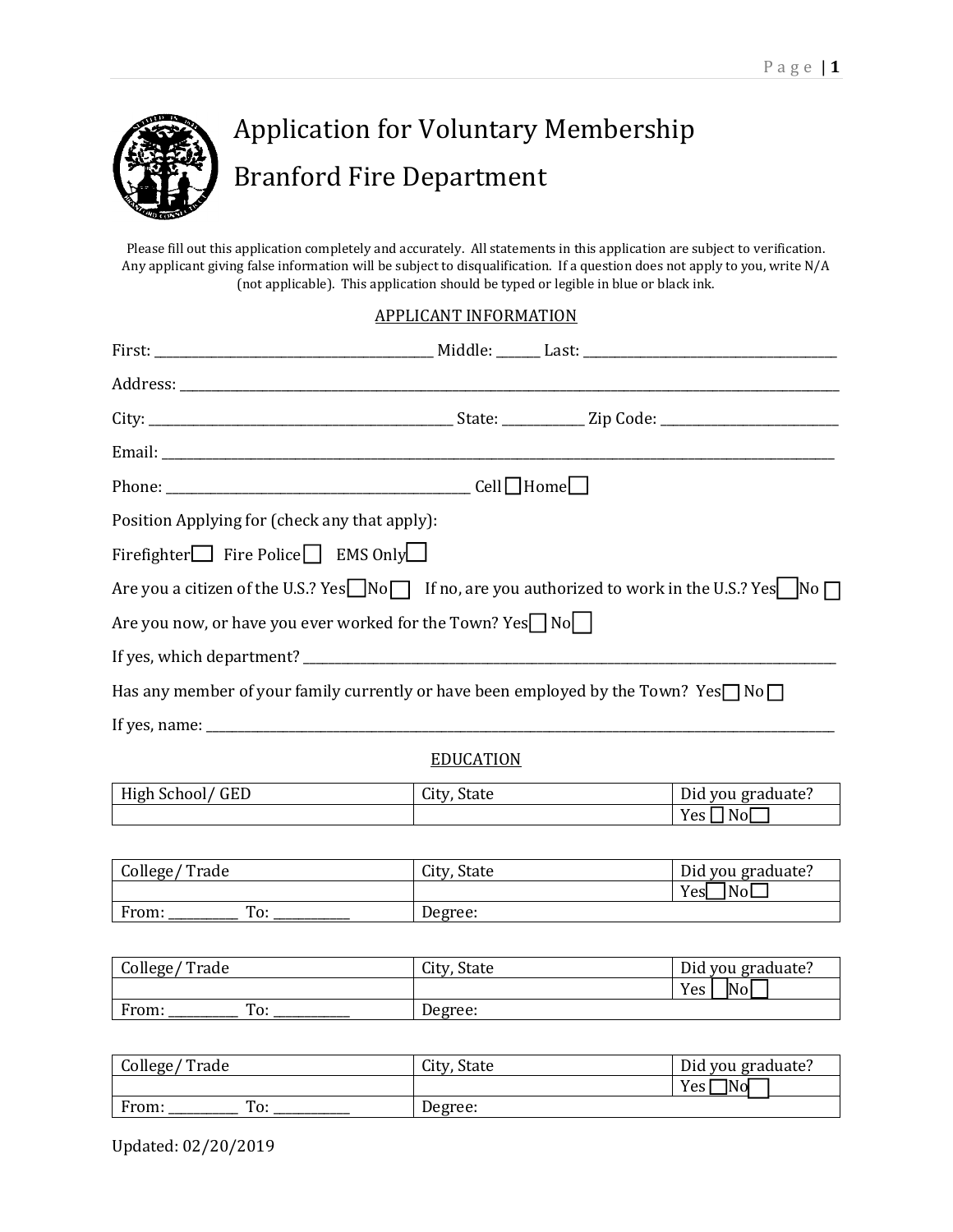# Application for Voluntary Membership

# Branford Fire Department

Please fill out this application completely and accurately. All statements in this application are subject to verification. Any applicant giving false information will be subject to disqualification. If a question does not apply to you, write N/A (not applicable). This application should be typed or legible in blue or black ink.

## APPLICANT INFORMATION

First: ________________________________ Middle: ______ Last: ________________________________

Address: ____________________________________________________________________________

City: ____________________________________ State: ___________ Zip Code: ______________________

Email: ______________________________________________________________________________

Phone: ____________________________________ Cell ☐ Home ☐

Position Applying for (check any that apply):

Firefighter ☐ Fire Police ☐ EMS Only ☐

Are you a citizen of the U.S.? Yes ☐ No ☐ If no, are you authorized to work in the U.S.? Yes ☐ No ☐

Are you now, or have you ever worked for the Town? Yes ☐ No ☐

If yes, which department? ____________________________________________________________

Has any member of your family currently or have been employed by the Town? Yes ☐ No ☐

If yes, name: _________________________________________________________________________

## EDUCATION

| High School/ GED | City, State | Did you graduate? |
|---|---|---|
| | | Yes ☐ No ☐ |

| College/ Trade | City, State | Did you graduate? |
|---|---|---|
| | | Yes ☐ No ☐ |
| From: _________ To: __________ | Degree: | |

| College/ Trade | City, State | Did you graduate? |
|---|---|---|
| | | Yes ☐ No ☐ |
| From: _________ To: __________ | Degree: | |

| College/ Trade | City, State | Did you graduate? |
|---|---|---|
| | | Yes ☐ No ☐ |
| From: _________ To: __________ | Degree: | |

Updated: 02/20/2019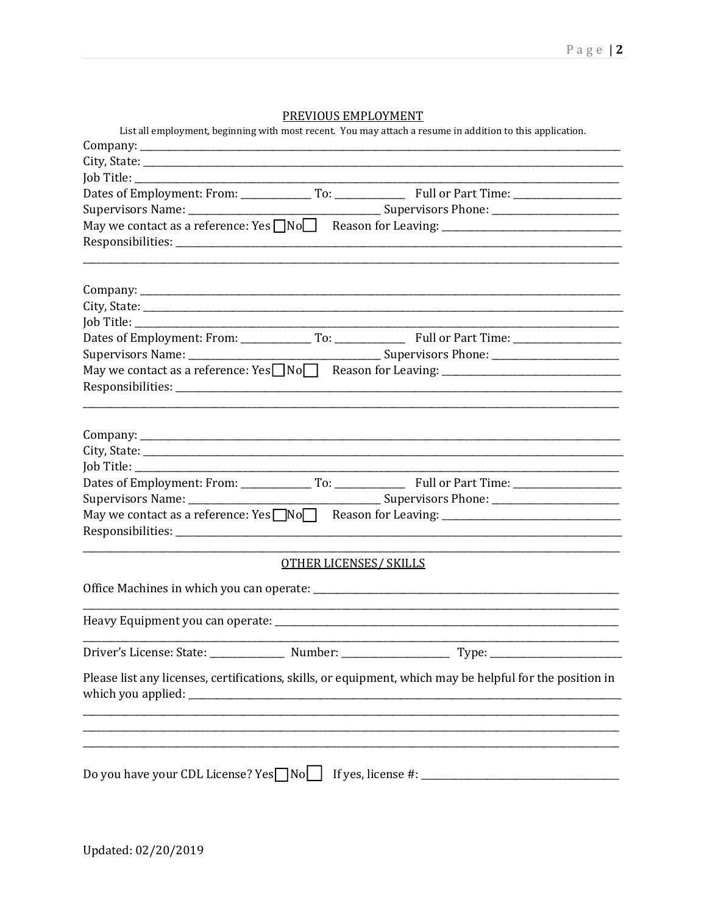## PREVIOUS EMPLOYMENT

List all employment, beginning with most recent. You may attach a resume in addition to this application.

Company: ____________________________________________

City, State: ____________________________________________

Job Title: ____________________________________________

Dates of Employment: From: ____________ To: ____________ Full or Part Time: ________________

Supervisors Name: ______________________________ Supervisors Phone: ____________________

May we contact as a reference: Yes ☐ No ☐ Reason for Leaving: ____________________________

Responsibilities: ____________________________________________

____________________________________________

Company: ____________________________________________

City, State: ____________________________________________

Job Title: ____________________________________________

Dates of Employment: From: ____________ To: ____________ Full or Part Time: ________________

Supervisors Name: ______________________________ Supervisors Phone: ____________________

May we contact as a reference: Yes ☐ No ☐ Reason for Leaving: ____________________________

Responsibilities: ____________________________________________

____________________________________________

Company: ____________________________________________

City, State: ____________________________________________

Job Title: ____________________________________________

Dates of Employment: From: ____________ To: ____________ Full or Part Time: ________________

Supervisors Name: ______________________________ Supervisors Phone: ____________________

May we contact as a reference: Yes ☐ No ☐ Reason for Leaving: ____________________________

Responsibilities: ____________________________________________

____________________________________________

## OTHER LICENSES/ SKILLS

Office Machines in which you can operate: ____________________________________________

____________________________________________

Heavy Equipment you can operate: ____________________________________________

____________________________________________

Driver's License: State: ____________ Number: ________________ Type: ____________________

Please list any licenses, certifications, skills, or equipment, which may be helpful for the position in which you applied: ____________________________________________

____________________________________________

____________________________________________

____________________________________________

Do you have your CDL License? Yes ☐ No ☐ If yes, license #: ________________________________

Updated: 02/20/2019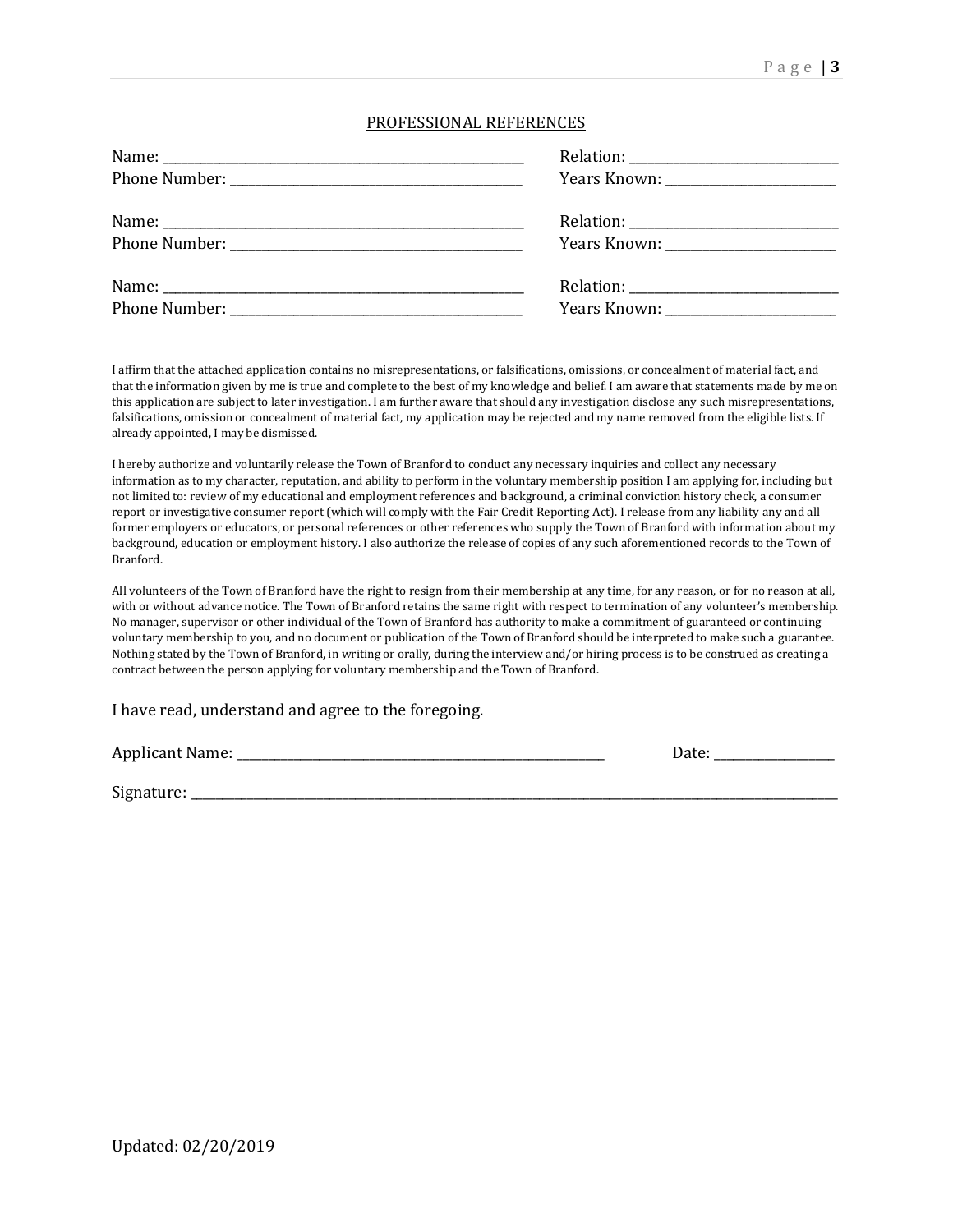## PROFESSIONAL REFERENCES

Name: ______________________________ Relation: ______________________________
Phone Number: ______________________________ Years Known: ______________________________

Name: ______________________________ Relation: ______________________________
Phone Number: ______________________________ Years Known: ______________________________

Name: ______________________________ Relation: ______________________________
Phone Number: ______________________________ Years Known: ______________________________

I affirm that the attached application contains no misrepresentations, or falsifications, omissions, or concealment of material fact, and that the information given by me is true and complete to the best of my knowledge and belief. I am aware that statements made by me on this application are subject to later investigation. I am further aware that should any investigation disclose any such misrepresentations, falsifications, omission or concealment of material fact, my application may be rejected and my name removed from the eligible lists. If already appointed, I may be dismissed.

I hereby authorize and voluntarily release the Town of Branford to conduct any necessary inquiries and collect any necessary information as to my character, reputation, and ability to perform in the voluntary membership position I am applying for, including but not limited to: review of my educational and employment references and background, a criminal conviction history check, a consumer report or investigative consumer report (which will comply with the Fair Credit Reporting Act). I release from any liability any and all former employers or educators, or personal references or other references who supply the Town of Branford with information about my background, education or employment history. I also authorize the release of copies of any such aforementioned records to the Town of Branford.

All volunteers of the Town of Branford have the right to resign from their membership at any time, for any reason, or for no reason at all, with or without advance notice. The Town of Branford retains the same right with respect to termination of any volunteer's membership. No manager, supervisor or other individual of the Town of Branford has authority to make a commitment of guaranteed or continuing voluntary membership to you, and no document or publication of the Town of Branford should be interpreted to make such a guarantee. Nothing stated by the Town of Branford, in writing or orally, during the interview and/or hiring process is to be construed as creating a contract between the person applying for voluntary membership and the Town of Branford.

I have read, understand and agree to the foregoing.

Applicant Name: ______________________________ Date: ______________

Signature: ____________________________________________________________

Updated: 02/20/2019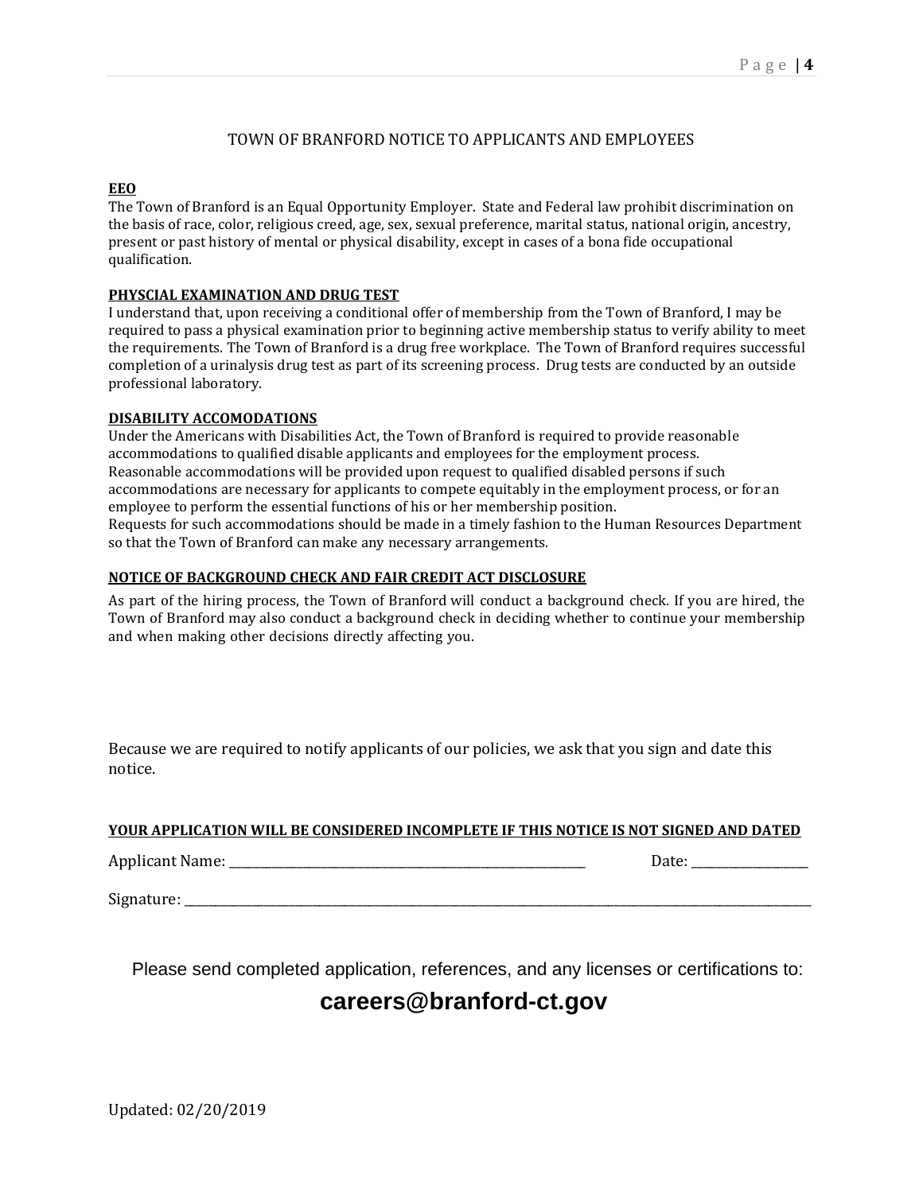# TOWN OF BRANFORD NOTICE TO APPLICANTS AND EMPLOYEES

## EEO

The Town of Branford is an Equal Opportunity Employer. State and Federal law prohibit discrimination on the basis of race, color, religious creed, age, sex, sexual preference, marital status, national origin, ancestry, present or past history of mental or physical disability, except in cases of a bona fide occupational qualification.

## PHYSCIAL EXAMINATION AND DRUG TEST

I understand that, upon receiving a conditional offer of membership from the Town of Branford, I may be required to pass a physical examination prior to beginning active membership status to verify ability to meet the requirements. The Town of Branford is a drug free workplace. The Town of Branford requires successful completion of a urinalysis drug test as part of its screening process. Drug tests are conducted by an outside professional laboratory.

## DISABILITY ACCOMODATIONS

Under the Americans with Disabilities Act, the Town of Branford is required to provide reasonable accommodations to qualified disable applicants and employees for the employment process.
Reasonable accommodations will be provided upon request to qualified disabled persons if such accommodations are necessary for applicants to compete equitably in the employment process, or for an employee to perform the essential functions of his or her membership position.
Requests for such accommodations should be made in a timely fashion to the Human Resources Department so that the Town of Branford can make any necessary arrangements.

## NOTICE OF BACKGROUND CHECK AND FAIR CREDIT ACT DISCLOSURE

As part of the hiring process, the Town of Branford will conduct a background check. If you are hired, the Town of Branford may also conduct a background check in deciding whether to continue your membership and when making other decisions directly affecting you.

Because we are required to notify applicants of our policies, we ask that you sign and date this notice.

**YOUR APPLICATION WILL BE CONSIDERED INCOMPLETE IF THIS NOTICE IS NOT SIGNED AND DATED**

Applicant Name: ______________________________ Date: __________

Signature: ____________________________________________________

Please send completed application, references, and any licenses or certifications to:

**careers@branford-ct.gov**

Updated: 02/20/2019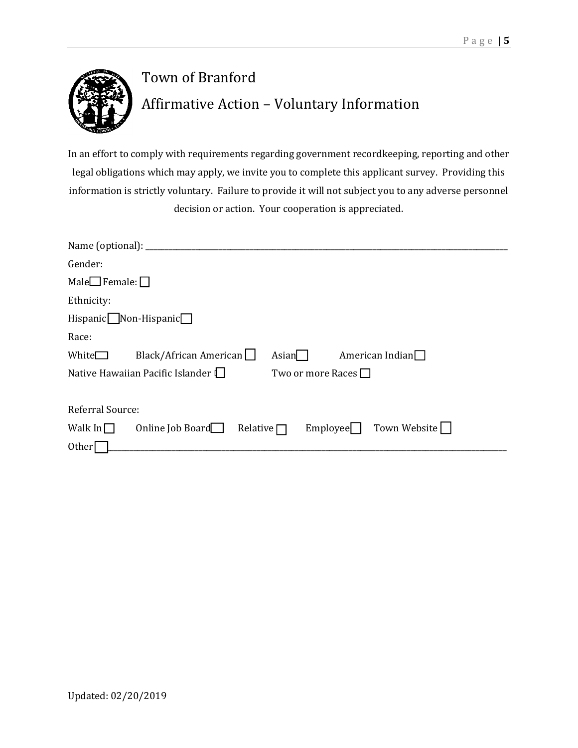# Town of Branford

## Affirmative Action – Voluntary Information

In an effort to comply with requirements regarding government recordkeeping, reporting and other legal obligations which may apply, we invite you to complete this applicant survey. Providing this information is strictly voluntary. Failure to provide it will not subject you to any adverse personnel decision or action. Your cooperation is appreciated.

Name (optional): \_\_\_\_\_\_\_\_\_\_\_\_\_\_\_\_\_\_\_\_\_\_\_\_\_\_\_\_\_\_\_\_\_\_\_\_\_\_\_\_

Gender:

Male ☐ Female: ☐

Ethnicity:

Hispanic ☐ Non-Hispanic ☐

Race:

White ☐ Black/African American ☐ Asian ☐ American Indian ☐

Native Hawaiian Pacific Islander ☐ Two or more Races ☐

Referral Source:

Walk In ☐ Online Job Board ☐ Relative ☐ Employee ☐ Town Website ☐

Other ☐ \_\_\_\_\_\_\_\_\_\_\_\_\_\_\_\_\_\_\_\_\_\_\_\_\_\_\_\_\_\_\_\_\_\_\_\_\_\_\_\_

Updated: 02/20/2019